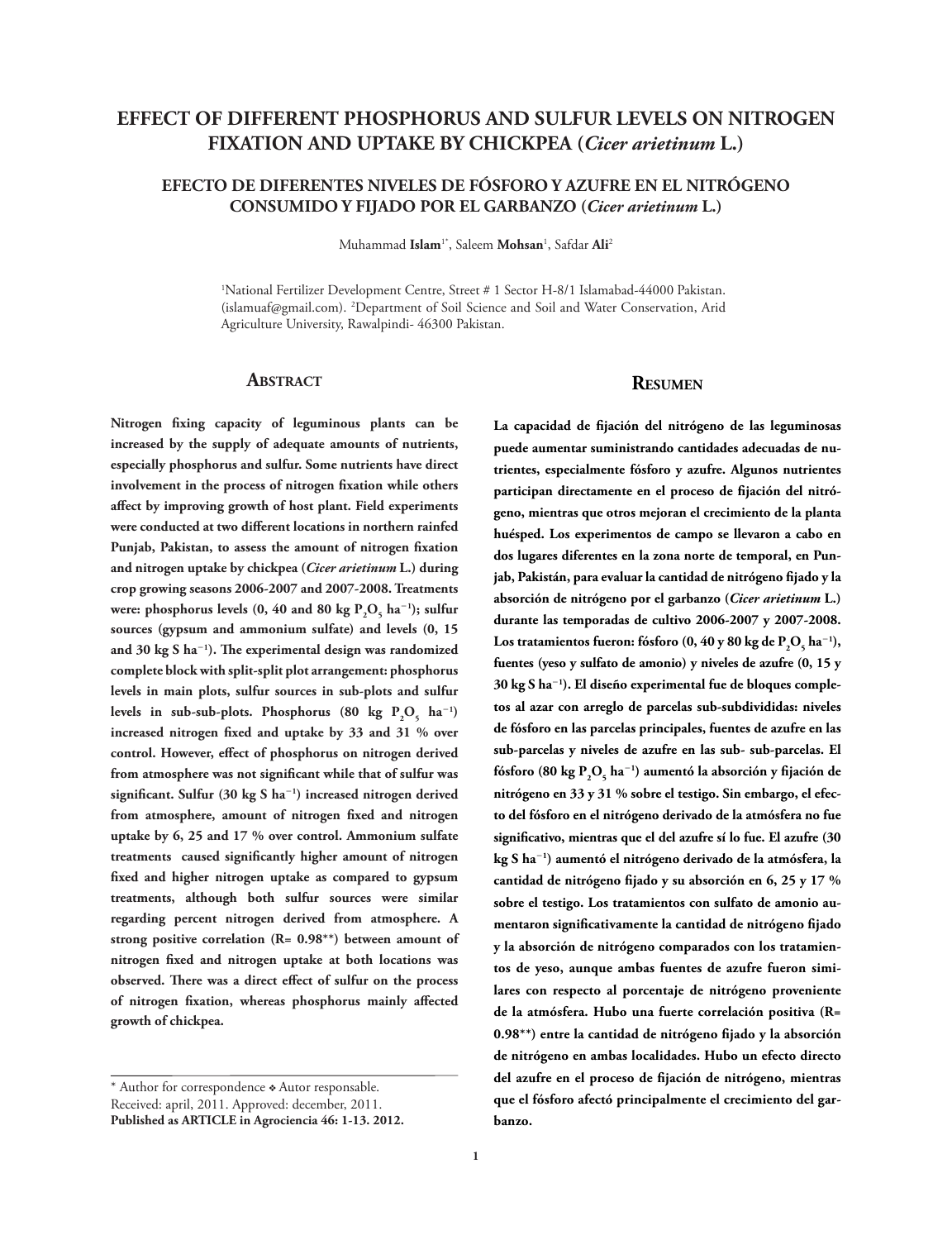# EFFECT OF DIFFERENT PHOSPHORUS AND SULFUR LEVELS ON NITROGEN FIXATION AND UPTAKE BY CHICKPEA (*Cicer arietinum* L.)

## EFECTO DE DIFERENTES NIVELES DE FÓSFORO Y AZUFRE EN EL NITRÓGENO CONSUMIDO Y FIJADO POR EL GARBANZO (*Cicer arietinum* L.)

Muhammad **Islam**[1*], Saleem **Mohsan**[1], Safdar **Ali**[2]

[1]National Fertilizer Development Centre, Street # 1 Sector H-8/1 Islamabad-44000 Pakistan. (islamuaf@gmail.com). [2]Department of Soil Science and Soil and Water Conservation, Arid Agriculture University, Rawalpindi- 46300 Pakistan.

## Abstract

**Nitrogen fixing capacity of leguminous plants can be increased by the supply of adequate amounts of nutrients, especially phosphorus and sulfur. Some nutrients have direct involvement in the process of nitrogen fixation while others affect by improving growth of host plant. Field experiments were conducted at two different locations in northern rainfed Punjab, Pakistan, to assess the amount of nitrogen fixation and nitrogen uptake by chickpea (*Cicer arietinum* L.) during crop growing seasons 2006-2007 and 2007-2008. Treatments were: phosphorus levels (0, 40 and 80 kg $P_2O_5$ $ha^{-1}$); sulfur sources (gypsum and ammonium sulfate) and levels (0, 15 and 30 kg S $ha^{-1}$). The experimental design was randomized complete block with split-split plot arrangement: phosphorus levels in main plots, sulfur sources in sub-plots and sulfur levels in sub-sub-plots. Phosphorus (80 kg $P_2O_5$ $ha^{-1}$) increased nitrogen fixed and uptake by 33 and 31 % over control. However, effect of phosphorus on nitrogen derived from atmosphere was not significant while that of sulfur was significant. Sulfur (30 kg S $ha^{-1}$) increased nitrogen derived from atmosphere, amount of nitrogen fixed and nitrogen uptake by 6, 25 and 17 % over control. Ammonium sulfate treatments caused significantly higher amount of nitrogen fixed and higher nitrogen uptake as compared to gypsum treatments, although both sulfur sources were similar regarding percent nitrogen derived from atmosphere. A strong positive correlation (R= 0.98**) between amount of nitrogen fixed and nitrogen uptake at both locations was observed. There was a direct effect of sulfur on the process of nitrogen fixation, whereas phosphorus mainly affected growth of chickpea.**

## Resumen

**La capacidad de fijación del nitrógeno de las leguminosas puede aumentar suministrando cantidades adecuadas de nutrientes, especialmente fósforo y azufre. Algunos nutrientes participan directamente en el proceso de fijación del nitrógeno, mientras que otros mejoran el crecimiento de la planta huésped. Los experimentos de campo se llevaron a cabo en dos lugares diferentes en la zona norte de temporal, en Punjab, Pakistán, para evaluar la cantidad de nitrógeno fijado y la absorción de nitrógeno por el garbanzo (*Cicer arietinum* L.) durante las temporadas de cultivo 2006-2007 y 2007-2008. Los tratamientos fueron: fósforo (0, 40 y 80 kg de $P_2O_5$ $ha^{-1}$), fuentes (yeso y sulfato de amonio) y niveles de azufre (0, 15 y 30 kg S $ha^{-1}$). El diseño experimental fue de bloques completos al azar con arreglo de parcelas sub-subdivididas: niveles de fósforo en las parcelas principales, fuentes de azufre en las sub-parcelas y niveles de azufre en las sub- sub-parcelas. El fósforo (80 kg $P_2O_5$ $ha^{-1}$) aumentó la absorción y fijación de nitrógeno en 33 y 31 % sobre el testigo. Sin embargo, el efecto del fósforo en el nitrógeno derivado de la atmósfera no fue significativo, mientras que el del azufre sí lo fue. El azufre (30 kg S $ha^{-1}$) aumentó el nitrógeno derivado de la atmósfera, la cantidad de nitrógeno fijado y su absorción en 6, 25 y 17 % sobre el testigo. Los tratamientos con sulfato de amonio aumentaron significativamente la cantidad de nitrógeno fijado y la absorción de nitrógeno comparados con los tratamientos de yeso, aunque ambas fuentes de azufre fueron similares con respecto al porcentaje de nitrógeno proveniente de la atmósfera. Hubo una fuerte correlación positiva (R= 0.98**) entre la cantidad de nitrógeno fijado y la absorción de nitrógeno en ambas localidades. Hubo un efecto directo del azufre en el proceso de fijación de nitrógeno, mientras que el fósforo afectó principalmente el crecimiento del garbanzo.**

---

\* Author for correspondence ❖ Autor responsable.
Received: april, 2011. Approved: december, 2011.
**Published as ARTICLE in Agrociencia 46: 1-13. 2012.**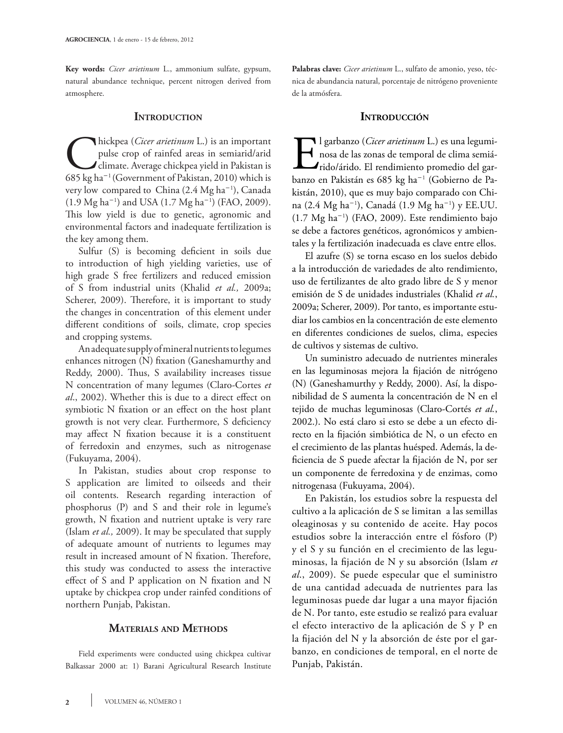**Key words:** *Cicer arietinum* L., ammonium sulfate, gypsum, natural abundance technique, percent nitrogen derived from atmosphere.

## Introduction

Chickpea (*Cicer arietinum* L.) is an important pulse crop of rainfed areas in semiarid/arid climate. Average chickpea yield in Pakistan is 685 kg ha$^{-1}$ (Government of Pakistan, 2010) which is very low compared to China (2.4 Mg ha$^{-1}$), Canada (1.9 Mg ha$^{-1}$) and USA (1.7 Mg ha$^{-1}$) (FAO, 2009). This low yield is due to genetic, agronomic and environmental factors and inadequate fertilization is the key among them.

Sulfur (S) is becoming deficient in soils due to introduction of high yielding varieties, use of high grade S free fertilizers and reduced emission of S from industrial units (Khalid *et al.,* 2009a; Scherer, 2009). Therefore, it is important to study the changes in concentration of this element under different conditions of soils, climate, crop species and cropping systems.

An adequate supply of mineral nutrients to legumes enhances nitrogen (N) fixation (Ganeshamurthy and Reddy, 2000). Thus, S availability increases tissue N concentration of many legumes (Claro-Cortes *et al*., 2002). Whether this is due to a direct effect on symbiotic N fixation or an effect on the host plant growth is not very clear. Furthermore, S deficiency may affect N fixation because it is a constituent of ferredoxin and enzymes, such as nitrogenase (Fukuyama, 2004).

In Pakistan, studies about crop response to S application are limited to oilseeds and their oil contents. Research regarding interaction of phosphorus (P) and S and their role in legume's growth, N fixation and nutrient uptake is very rare (Islam *et al.,* 2009). It may be speculated that supply of adequate amount of nutrients to legumes may result in increased amount of N fixation. Therefore, this study was conducted to assess the interactive effect of S and P application on N fixation and N uptake by chickpea crop under rainfed conditions of northern Punjab, Pakistan.

## Materials and Methods

Field experiments were conducted using chickpea cultivar Balkassar 2000 at: 1) Barani Agricultural Research Institute

**Palabras clave:** *Cicer arietinum* L., sulfato de amonio, yeso, técnica de abundancia natural, porcentaje de nitrógeno proveniente de la atmósfera.

## Introducción

El garbanzo (*Cicer arietinum* L.) es una leguminosa de las zonas de temporal de clima semiárido/árido. El rendimiento promedio del garbanzo en Pakistán es 685 kg ha$^{-1}$ (Gobierno de Pakistán, 2010), que es muy bajo comparado con China (2.4 Mg ha$^{-1}$), Canadá (1.9 Mg ha$^{-1}$) y EE.UU. (1.7 Mg ha$^{-1}$) (FAO, 2009). Este rendimiento bajo se debe a factores genéticos, agronómicos y ambientales y la fertilización inadecuada es clave entre ellos.

El azufre (S) se torna escaso en los suelos debido a la introducción de variedades de alto rendimiento, uso de fertilizantes de alto grado libre de S y menor emisión de S de unidades industriales (Khalid *et al.*, 2009a; Scherer, 2009). Por tanto, es importante estudiar los cambios en la concentración de este elemento en diferentes condiciones de suelos, clima, especies de cultivos y sistemas de cultivo.

Un suministro adecuado de nutrientes minerales en las leguminosas mejora la fijación de nitrógeno (N) (Ganeshamurthy y Reddy, 2000). Así, la disponibilidad de S aumenta la concentración de N en el tejido de muchas leguminosas (Claro-Cortés *et al.*, 2002.). No está claro si esto se debe a un efecto directo en la fijación simbiótica de N, o un efecto en el crecimiento de las plantas huésped. Además, la deficiencia de S puede afectar la fijación de N, por ser un componente de ferredoxina y de enzimas, como nitrogenasa (Fukuyama, 2004).

En Pakistán, los estudios sobre la respuesta del cultivo a la aplicación de S se limitan a las semillas oleaginosas y su contenido de aceite. Hay pocos estudios sobre la interacción entre el fósforo (P) y el S y su función en el crecimiento de las leguminosas, la fijación de N y su absorción (Islam *et al.*, 2009). Se puede especular que el suministro de una cantidad adecuada de nutrientes para las leguminosas puede dar lugar a una mayor fijación de N. Por tanto, este estudio se realizó para evaluar el efecto interactivo de la aplicación de S y P en la fijación del N y la absorción de éste por el garbanzo, en condiciones de temporal, en el norte de Punjab, Pakistán.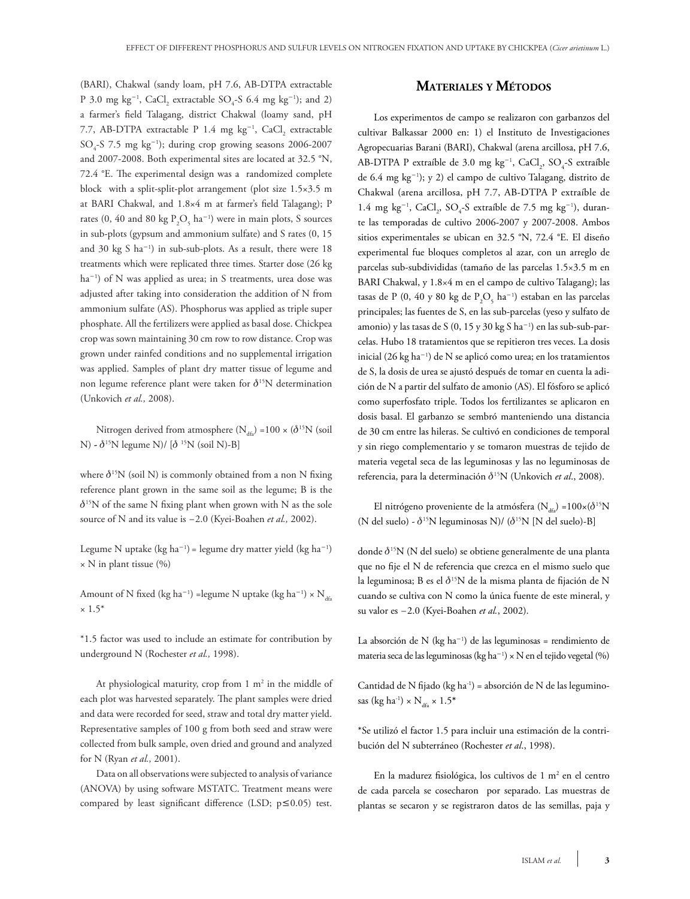(BARI), Chakwal (sandy loam, pH 7.6, AB-DTPA extractable P 3.0 mg kg$^{-1}$, $CaCl_2$ extractable $SO_4$-S 6.4 mg kg$^{-1}$); and 2) a farmer's field Talagang, district Chakwal (loamy sand, pH 7.7, AB-DTPA extractable P 1.4 mg kg$^{-1}$, $CaCl_2$ extractable $SO_4$-S 7.5 mg kg$^{-1}$); during crop growing seasons 2006-2007 and 2007-2008. Both experimental sites are located at 32.5 °N, 72.4 °E. The experimental design was a randomized complete block with a split-split-plot arrangement (plot size 1.5×3.5 m at BARI Chakwal, and 1.8×4 m at farmer's field Talagang); P rates (0, 40 and 80 kg $P_2O_5$ ha$^{-1}$) were in main plots, S sources in sub-plots (gypsum and ammonium sulfate) and S rates (0, 15 and 30 kg S ha$^{-1}$) in sub-sub-plots. As a result, there were 18 treatments which were replicated three times. Starter dose (26 kg ha$^{-1}$) of N was applied as urea; in S treatments, urea dose was adjusted after taking into consideration the addition of N from ammonium sulfate (AS). Phosphorus was applied as triple super phosphate. All the fertilizers were applied as basal dose. Chickpea crop was sown maintaining 30 cm row to row distance. Crop was grown under rainfed conditions and no supplemental irrigation was applied. Samples of plant dry matter tissue of legume and non legume reference plant were taken for $\delta^{15}N$ determination (Unkovich *et al.,* 2008).

Nitrogen derived from atmosphere ($N_{dfa}$) =100 × ($\delta^{15}N$ (soil N) - $\delta^{15}N$ legume N)/ [$\delta^{15}N$ (soil N)-B]

where $\delta^{15}N$ (soil N) is commonly obtained from a non N fixing reference plant grown in the same soil as the legume; B is the $\delta^{15}N$ of the same N fixing plant when grown with N as the sole source of N and its value is −2.0 (Kyei-Boahen *et al.,* 2002).

Legume N uptake (kg ha$^{-1}$) = legume dry matter yield (kg ha$^{-1}$) × N in plant tissue (%)

Amount of N fixed (kg ha$^{-1}$) =legume N uptake (kg ha$^{-1}$) × $N_{dfa}$ × 1.5*

*1.5 factor was used to include an estimate for contribution by underground N (Rochester *et al.,* 1998).

At physiological maturity, crop from 1 m$^2$ in the middle of each plot was harvested separately. The plant samples were dried and data were recorded for seed, straw and total dry matter yield. Representative samples of 100 g from both seed and straw were collected from bulk sample, oven dried and ground and analyzed for N (Ryan *et al.,* 2001).

Data on all observations were subjected to analysis of variance (ANOVA) by using software MSTATC. Treatment means were compared by least significant difference (LSD; $p \leq 0.05$) test.

## Materiales y Métodos

Los experimentos de campo se realizaron con garbanzos del cultivar Balkassar 2000 en: 1) el Instituto de Investigaciones Agropecuarias Barani (BARI), Chakwal (arena arcillosa, pH 7.6, AB-DTPA P extraíble de 3.0 mg kg$^{-1}$, $CaCl_2$, $SO_4$-S extraíble de 6.4 mg kg$^{-1}$); y 2) el campo de cultivo Talagang, distrito de Chakwal (arena arcillosa, pH 7.7, AB-DTPA P extraíble de 1.4 mg kg$^{-1}$, $CaCl_2$, $SO_4$-S extraíble de 7.5 mg kg$^{-1}$), durante las temporadas de cultivo 2006-2007 y 2007-2008. Ambos sitios experimentales se ubican en 32.5 °N, 72.4 °E. El diseño experimental fue bloques completos al azar, con un arreglo de parcelas sub-subdivididas (tamaño de las parcelas 1.5×3.5 m en BARI Chakwal, y 1.8×4 m en el campo de cultivo Talagang); las tasas de P (0, 40 y 80 kg de $P_2O_5$ ha$^{-1}$) estaban en las parcelas principales; las fuentes de S, en las sub-parcelas (yeso y sulfato de amonio) y las tasas de S (0, 15 y 30 kg S ha$^{-1}$) en las sub-sub-parcelas. Hubo 18 tratamientos que se repitieron tres veces. La dosis inicial (26 kg ha$^{-1}$) de N se aplicó como urea; en los tratamientos de S, la dosis de urea se ajustó después de tomar en cuenta la adición de N a partir del sulfato de amonio (AS). El fósforo se aplicó como superfosfato triple. Todos los fertilizantes se aplicaron en dosis basal. El garbanzo se sembró manteniendo una distancia de 30 cm entre las hileras. Se cultivó en condiciones de temporal y sin riego complementario y se tomaron muestras de tejido de materia vegetal seca de las leguminosas y las no leguminosas de referencia, para la determinación $\delta^{15}N$ (Unkovich *et al*., 2008).

El nitrógeno proveniente de la atmósfera ($N_{dfa}$) =100×($\delta^{15}N$ (N del suelo) - $\delta^{15}N$ leguminosas N)/ ($\delta^{15}N$ [N del suelo)-B]

donde $\delta^{15}N$ (N del suelo) se obtiene generalmente de una planta que no fije el N de referencia que crezca en el mismo suelo que la leguminosa; B es el $\delta^{15}N$ de la misma planta de fijación de N cuando se cultiva con N como la única fuente de este mineral, y su valor es −2.0 (Kyei-Boahen *et al*., 2002).

La absorción de N (kg ha$^{-1}$) de las leguminosas = rendimiento de materia seca de las leguminosas (kg ha$^{-1}$) × N en el tejido vegetal (%)

Cantidad de N fijado (kg ha$^{-1}$) = absorción de N de las leguminosas (kg ha$^{-1}$) × $N_{dfa}$ × 1.5*

*Se utilizó el factor 1.5 para incluir una estimación de la contribución del N subterráneo (Rochester *et al*., 1998).

En la madurez fisiológica, los cultivos de 1 m$^2$ en el centro de cada parcela se cosecharon por separado. Las muestras de plantas se secaron y se registraron datos de las semillas, paja y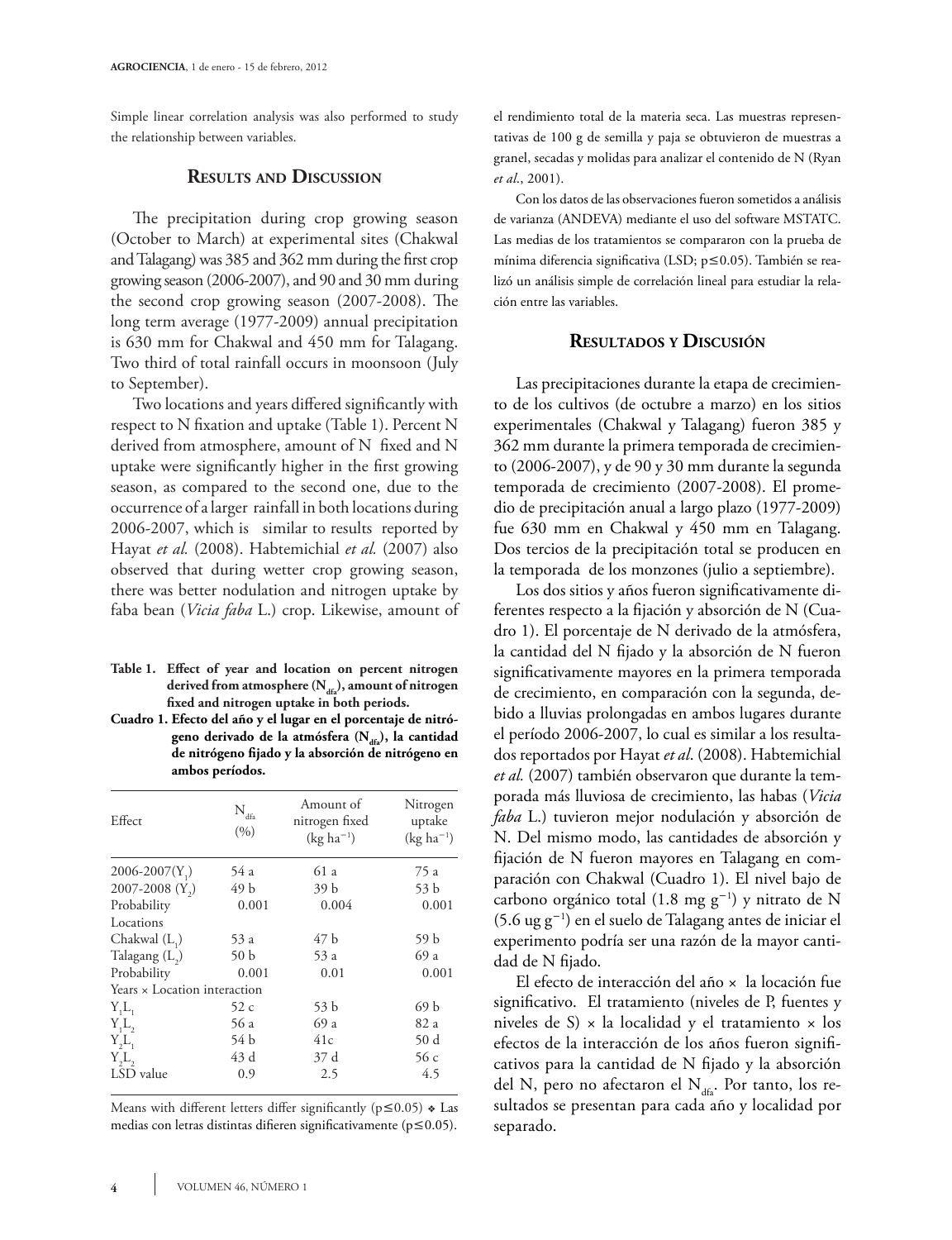Simple linear correlation analysis was also performed to study the relationship between variables.

## Results and Discussion

The precipitation during crop growing season (October to March) at experimental sites (Chakwal and Talagang) was 385 and 362 mm during the first crop growing season (2006-2007), and 90 and 30 mm during the second crop growing season (2007-2008). The long term average (1977-2009) annual precipitation is 630 mm for Chakwal and 450 mm for Talagang. Two third of total rainfall occurs in moonsoon (July to September).

Two locations and years differed significantly with respect to N fixation and uptake (Table 1). Percent N derived from atmosphere, amount of N fixed and N uptake were significantly higher in the first growing season, as compared to the second one, due to the occurrence of a larger rainfall in both locations during 2006-2007, which is similar to results reported by Hayat *et al.* (2008). Habtemichial *et al.* (2007) also observed that during wetter crop growing season, there was better nodulation and nitrogen uptake by faba bean (*Vicia faba* L.) crop. Likewise, amount of

**Table 1. Effect of year and location on percent nitrogen derived from atmosphere ($N_{dfa}$), amount of nitrogen fixed and nitrogen uptake in both periods.**

**Cuadro 1. Efecto del año y el lugar en el porcentaje de nitrógeno derivado de la atmósfera ($N_{dfa}$), la cantidad de nitrógeno fijado y la absorción de nitrógeno en ambos períodos.**

| Effect | $N_{dfa}$ (%) | Amount of nitrogen fixed (kg ha$^{-1}$) | Nitrogen uptake (kg ha$^{-1}$) |
|---|---|---|---|
| 2006-2007($Y_1$) | 54 a | 61 a | 75 a |
| 2007-2008 ($Y_2$) | 49 b | 39 b | 53 b |
| Probability | 0.001 | 0.004 | 0.001 |
| Locations | | | |
| Chakwal ($L_1$) | 53 a | 47 b | 59 b |
| Talagang ($L_2$) | 50 b | 53 a | 69 a |
| Probability | 0.001 | 0.01 | 0.001 |
| Years × Location interaction | | | |
| $Y_1L_1$ | 52 c | 53 b | 69 b |
| $Y_1L_2$ | 56 a | 69 a | 82 a |
| $Y_2L_1$ | 54 b | 41c | 50 d |
| $Y_2L_2$ | 43 d | 37 d | 56 c |
| LSD value | 0.9 | 2.5 | 4.5 |

Means with different letters differ significantly ($p \leq 0.05$) ❖ Las medias con letras distintas difieren significativamente ($p \leq 0.05$).

el rendimiento total de la materia seca. Las muestras representativas de 100 g de semilla y paja se obtuvieron de muestras a granel, secadas y molidas para analizar el contenido de N (Ryan *et al.*, 2001).

Con los datos de las observaciones fueron sometidos a análisis de varianza (ANDEVA) mediante el uso del software MSTATC. Las medias de los tratamientos se compararon con la prueba de mínima diferencia significativa (LSD; $p \leq 0.05$). También se realizó un análisis simple de correlación lineal para estudiar la relación entre las variables.

## Resultados y Discusión

Las precipitaciones durante la etapa de crecimiento de los cultivos (de octubre a marzo) en los sitios experimentales (Chakwal y Talagang) fueron 385 y 362 mm durante la primera temporada de crecimiento (2006-2007), y de 90 y 30 mm durante la segunda temporada de crecimiento (2007-2008). El promedio de precipitación anual a largo plazo (1977-2009) fue 630 mm en Chakwal y 450 mm en Talagang. Dos tercios de la precipitación total se producen en la temporada de los monzones (julio a septiembre).

Los dos sitios y años fueron significativamente diferentes respecto a la fijación y absorción de N (Cuadro 1). El porcentaje de N derivado de la atmósfera, la cantidad del N fijado y la absorción de N fueron significativamente mayores en la primera temporada de crecimiento, en comparación con la segunda, debido a lluvias prolongadas en ambos lugares durante el período 2006-2007, lo cual es similar a los resultados reportados por Hayat *et al*. (2008). Habtemichial *et al.* (2007) también observaron que durante la temporada más lluviosa de crecimiento, las habas (*Vicia faba* L.) tuvieron mejor nodulación y absorción de N. Del mismo modo, las cantidades de absorción y fijación de N fueron mayores en Talagang en comparación con Chakwal (Cuadro 1). El nivel bajo de carbono orgánico total (1.8 mg g$^{-1}$) y nitrato de N (5.6 ug g$^{-1}$) en el suelo de Talagang antes de iniciar el experimento podría ser una razón de la mayor cantidad de N fijado.

El efecto de interacción del año × la locación fue significativo. El tratamiento (niveles de P, fuentes y niveles de S) × la localidad y el tratamiento × los efectos de la interacción de los años fueron significativos para la cantidad de N fijado y la absorción del N, pero no afectaron el $N_{dfa}$. Por tanto, los resultados se presentan para cada año y localidad por separado.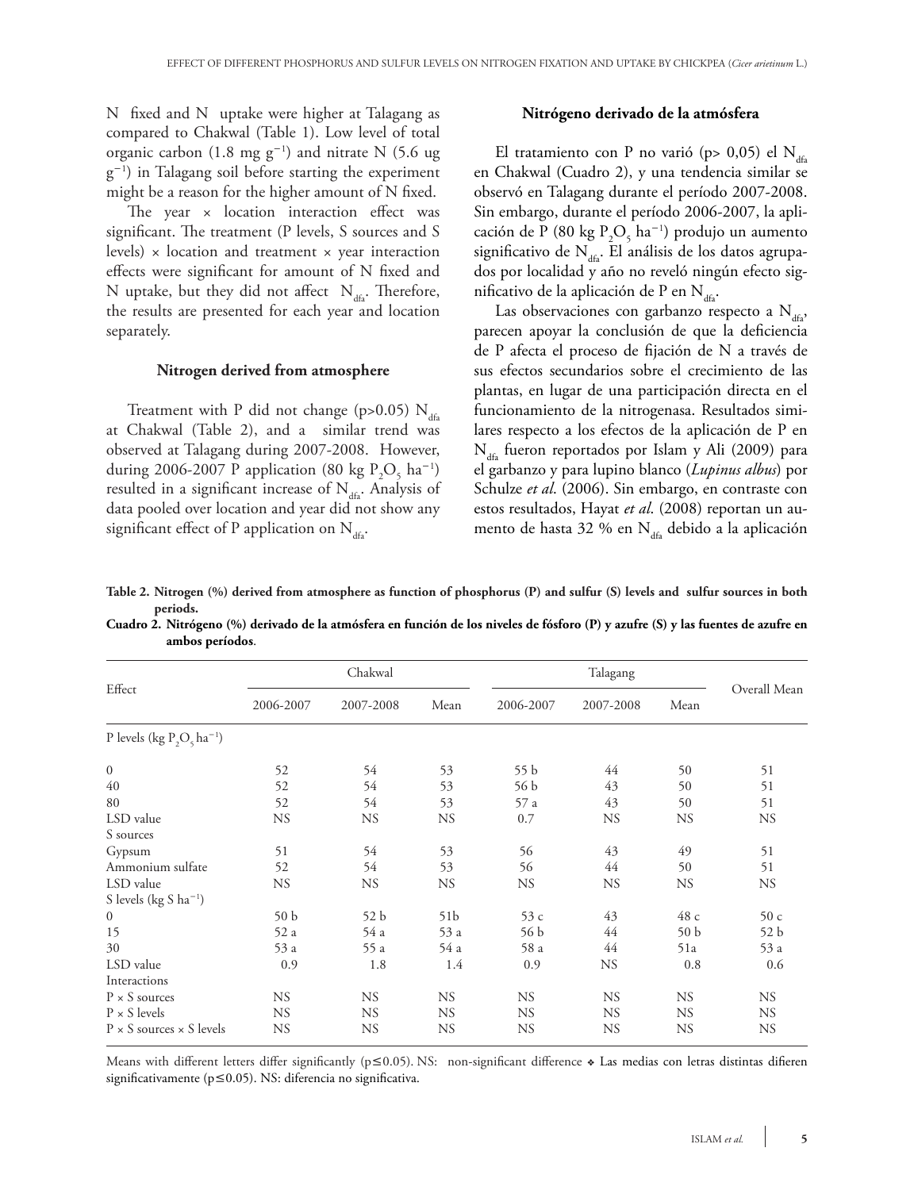N fixed and N uptake were higher at Talagang as compared to Chakwal (Table 1). Low level of total organic carbon (1.8 mg $g^{-1}$) and nitrate N (5.6 ug $g^{-1}$) in Talagang soil before starting the experiment might be a reason for the higher amount of N fixed.

The year × location interaction effect was significant. The treatment (P levels, S sources and S levels) × location and treatment × year interaction effects were significant for amount of N fixed and N uptake, but they did not affect $N_{dfa}$. Therefore, the results are presented for each year and location separately.

### Nitrogen derived from atmosphere

Treatment with P did not change (p>0.05) $N_{dfa}$ at Chakwal (Table 2), and a similar trend was observed at Talagang during 2007-2008. However, during 2006-2007 P application (80 kg $P_2O_5$ $ha^{-1}$) resulted in a significant increase of $N_{dfa}$. Analysis of data pooled over location and year did not show any significant effect of P application on $N_{dfa}$.

### Nitrógeno derivado de la atmósfera

El tratamiento con P no varió (p> 0,05) el $N_{dfa}$ en Chakwal (Cuadro 2), y una tendencia similar se observó en Talagang durante el período 2007-2008. Sin embargo, durante el período 2006-2007, la aplicación de P (80 kg $P_2O_5$ $ha^{-1}$) produjo un aumento significativo de $N_{dfa}$. El análisis de los datos agrupados por localidad y año no reveló ningún efecto significativo de la aplicación de P en $N_{dfa}$.

Las observaciones con garbanzo respecto a $N_{dfa}$, parecen apoyar la conclusión de que la deficiencia de P afecta el proceso de fijación de N a través de sus efectos secundarios sobre el crecimiento de las plantas, en lugar de una participación directa en el funcionamiento de la nitrogenasa. Resultados similares respecto a los efectos de la aplicación de P en $N_{dfa}$ fueron reportados por Islam y Ali (2009) para el garbanzo y para lupino blanco (*Lupinus albus*) por Schulze *et al.* (2006). Sin embargo, en contraste con estos resultados, Hayat *et al.* (2008) reportan un aumento de hasta 32 % en $N_{dfa}$ debido a la aplicación

**Table 2. Nitrogen (%) derived from atmosphere as function of phosphorus (P) and sulfur (S) levels and sulfur sources in both periods.**

**Cuadro 2. Nitrógeno (%) derivado de la atmósfera en función de los niveles de fósforo (P) y azufre (S) y las fuentes de azufre en ambos períodos.**

| Effect | Chakwal | | | Talagang | | | Overall Mean |
|---|---|---|---|---|---|---|---|
| | 2006-2007 | 2007-2008 | Mean | 2006-2007 | 2007-2008 | Mean | |
| P levels (kg $P_2O_5$ $ha^{-1}$) | | | | | | | |
| 0 | 52 | 54 | 53 | 55 b | 44 | 50 | 51 |
| 40 | 52 | 54 | 53 | 56 b | 43 | 50 | 51 |
| 80 | 52 | 54 | 53 | 57 a | 43 | 50 | 51 |
| LSD value | NS | NS | NS | 0.7 | NS | NS | NS |
| S sources | | | | | | | |
| Gypsum | 51 | 54 | 53 | 56 | 43 | 49 | 51 |
| Ammonium sulfate | 52 | 54 | 53 | 56 | 44 | 50 | 51 |
| LSD value | NS | NS | NS | NS | NS | NS | NS |
| S levels (kg S $ha^{-1}$) | | | | | | | |
| 0 | 50 b | 52 b | 51b | 53 c | 43 | 48 c | 50 c |
| 15 | 52 a | 54 a | 53 a | 56 b | 44 | 50 b | 52 b |
| 30 | 53 a | 55 a | 54 a | 58 a | 44 | 51a | 53 a |
| LSD value | 0.9 | 1.8 | 1.4 | 0.9 | NS | 0.8 | 0.6 |
| Interactions | | | | | | | |
| P × S sources | NS | NS | NS | NS | NS | NS | NS |
| P × S levels | NS | NS | NS | NS | NS | NS | NS |
| P × S sources × S levels | NS | NS | NS | NS | NS | NS | NS |

Means with different letters differ significantly (p≤0.05). NS: non-significant difference ❖ Las medias con letras distintas difieren significativamente (p≤0.05). NS: diferencia no significativa.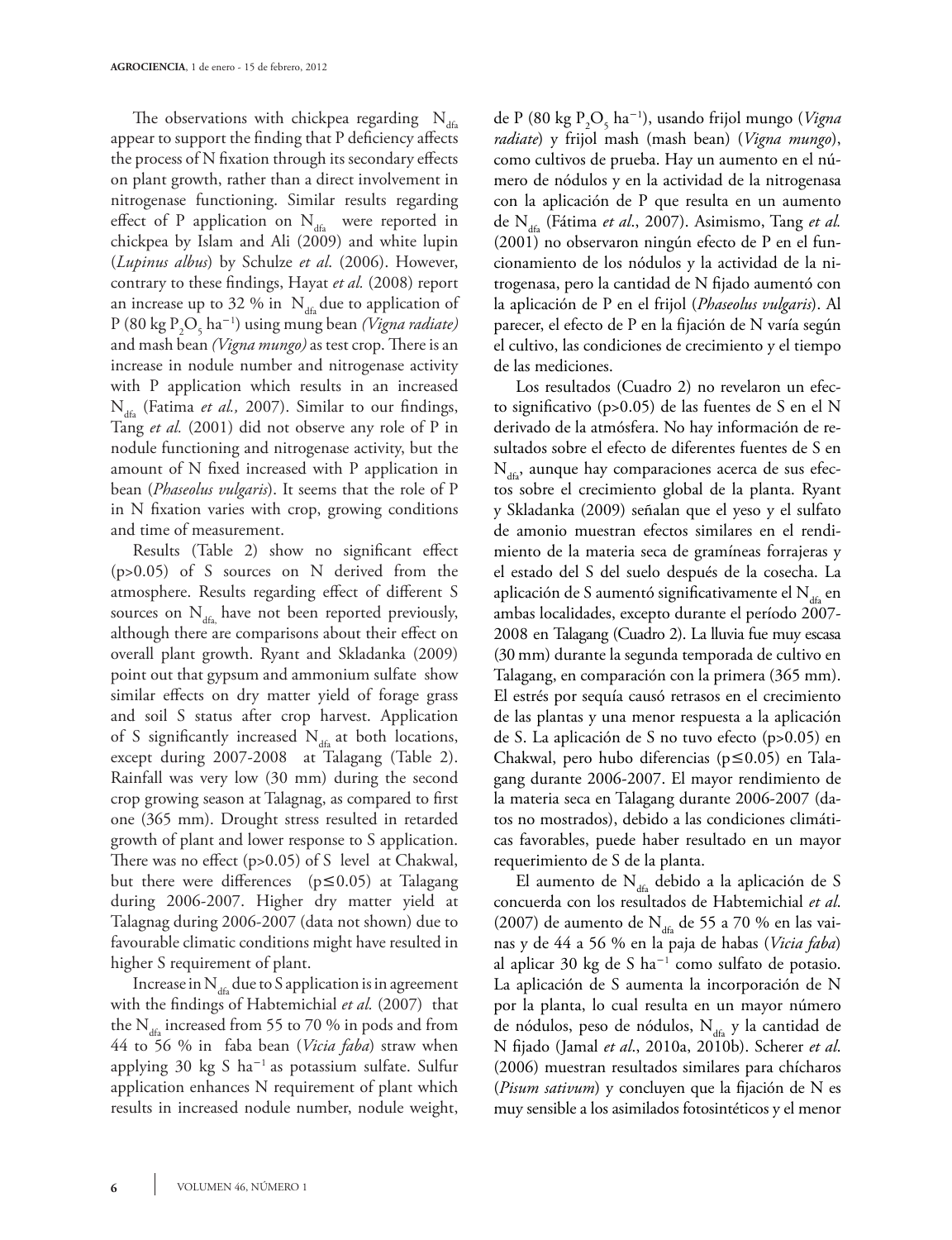The observations with chickpea regarding $N_{dfa}$ appear to support the finding that P deficiency affects the process of N fixation through its secondary effects on plant growth, rather than a direct involvement in nitrogenase functioning. Similar results regarding effect of P application on $N_{dfa}$ were reported in chickpea by Islam and Ali (2009) and white lupin (*Lupinus albus*) by Schulze *et al.* (2006). However, contrary to these findings, Hayat *et al.* (2008) report an increase up to 32 % in $N_{dfa}$ due to application of P (80 kg $P_2O_5$ $ha^{-1}$) using mung bean *(Vigna radiate)* and mash bean *(Vigna mungo)* as test crop. There is an increase in nodule number and nitrogenase activity with P application which results in an increased $N_{dfa}$ (Fatima *et al.,* 2007). Similar to our findings, Tang *et al.* (2001) did not observe any role of P in nodule functioning and nitrogenase activity, but the amount of N fixed increased with P application in bean (*Phaseolus vulgaris*). It seems that the role of P in N fixation varies with crop, growing conditions and time of measurement.

Results (Table 2) show no significant effect ($p>0.05$) of S sources on N derived from the atmosphere. Results regarding effect of different S sources on $N_{dfa}$, have not been reported previously, although there are comparisons about their effect on overall plant growth. Ryant and Skladanka (2009) point out that gypsum and ammonium sulfate show similar effects on dry matter yield of forage grass and soil S status after crop harvest. Application of S significantly increased $N_{dfa}$ at both locations, except during 2007-2008 at Talagang (Table 2). Rainfall was very low (30 mm) during the second crop growing season at Talagnag, as compared to first one (365 mm). Drought stress resulted in retarded growth of plant and lower response to S application. There was no effect ($p>0.05$) of S level at Chakwal, but there were differences ($p\leq0.05$) at Talagang during 2006-2007. Higher dry matter yield at Talagnag during 2006-2007 (data not shown) due to favourable climatic conditions might have resulted in higher S requirement of plant.

Increase in $N_{dfa}$ due to S application is in agreement with the findings of Habtemichial *et al.* (2007) that the $N_{dfa}$ increased from 55 to 70 % in pods and from 44 to 56 % in faba bean (*Vicia faba*) straw when applying 30 kg S $ha^{-1}$ as potassium sulfate. Sulfur application enhances N requirement of plant which results in increased nodule number, nodule weight,

de P (80 kg $P_2O_5$ $ha^{-1}$), usando frijol mungo (*Vigna radiate*) y frijol mash (mash bean) (*Vigna mungo*), como cultivos de prueba. Hay un aumento en el número de nódulos y en la actividad de la nitrogenasa con la aplicación de P que resulta en un aumento de $N_{dfa}$ (Fátima *et al*., 2007). Asimismo, Tang *et al.* (2001) no observaron ningún efecto de P en el funcionamiento de los nódulos y la actividad de la nitrogenasa, pero la cantidad de N fijado aumentó con la aplicación de P en el frijol (*Phaseolus vulgaris*). Al parecer, el efecto de P en la fijación de N varía según el cultivo, las condiciones de crecimiento y el tiempo de las mediciones.

Los resultados (Cuadro 2) no revelaron un efecto significativo ($p>0.05$) de las fuentes de S en el N derivado de la atmósfera. No hay información de resultados sobre el efecto de diferentes fuentes de S en $N_{dfa}$, aunque hay comparaciones acerca de sus efectos sobre el crecimiento global de la planta. Ryant y Skladanka (2009) señalan que el yeso y el sulfato de amonio muestran efectos similares en el rendimiento de la materia seca de gramíneas forrajeras y el estado del S del suelo después de la cosecha. La aplicación de S aumentó significativamente el $N_{dfa}$ en ambas localidades, excepto durante el período 2007-2008 en Talagang (Cuadro 2). La lluvia fue muy escasa (30 mm) durante la segunda temporada de cultivo en Talagang, en comparación con la primera (365 mm). El estrés por sequía causó retrasos en el crecimiento de las plantas y una menor respuesta a la aplicación de S. La aplicación de S no tuvo efecto ($p>0.05$) en Chakwal, pero hubo diferencias ($p\leq0.05$) en Talagang durante 2006-2007. El mayor rendimiento de la materia seca en Talagang durante 2006-2007 (datos no mostrados), debido a las condiciones climáticas favorables, puede haber resultado en un mayor requerimiento de S de la planta.

El aumento de $N_{dfa}$ debido a la aplicación de S concuerda con los resultados de Habtemichial *et al.* (2007) de aumento de $N_{dfa}$ de 55 a 70 % en las vainas y de 44 a 56 % en la paja de habas (*Vicia faba*) al aplicar 30 kg de S $ha^{-1}$ como sulfato de potasio. La aplicación de S aumenta la incorporación de N por la planta, lo cual resulta en un mayor número de nódulos, peso de nódulos, $N_{dfa}$ y la cantidad de N fijado (Jamal *et al*., 2010a, 2010b). Scherer *et al.* (2006) muestran resultados similares para chícharos (*Pisum sativum*) y concluyen que la fijación de N es muy sensible a los asimilados fotosintéticos y el menor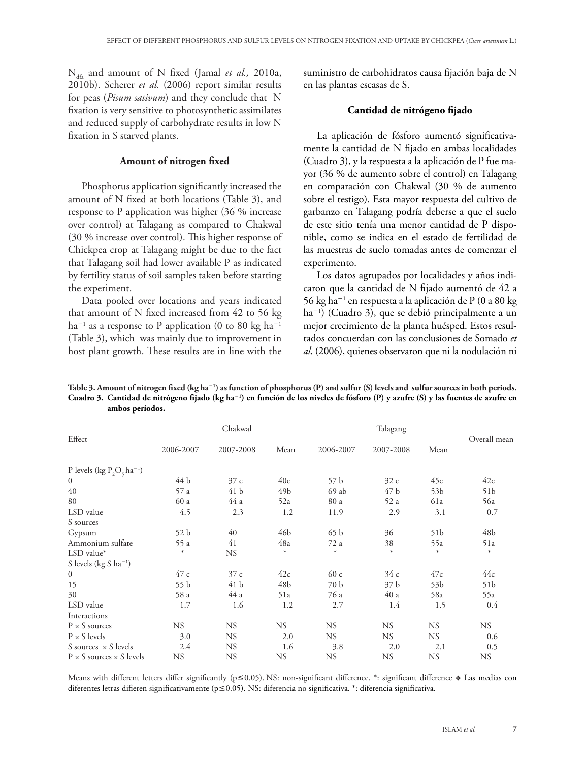$N_{dfa}$ and amount of N fixed (Jamal *et al.,* 2010a, 2010b). Scherer *et al.* (2006) report similar results for peas (*Pisum sativum*) and they conclude that N fixation is very sensitive to photosynthetic assimilates and reduced supply of carbohydrate results in low N fixation in S starved plants.

### Amount of nitrogen fixed

Phosphorus application significantly increased the amount of N fixed at both locations (Table 3), and response to P application was higher (36 % increase over control) at Talagang as compared to Chakwal (30 % increase over control). This higher response of Chickpea crop at Talagang might be due to the fact that Talagang soil had lower available P as indicated by fertility status of soil samples taken before starting the experiment.

Data pooled over locations and years indicated that amount of N fixed increased from 42 to 56 kg $ha^{-1}$ as a response to P application (0 to 80 kg $ha^{-1}$ (Table 3), which was mainly due to improvement in host plant growth. These results are in line with the

suministro de carbohidratos causa fijación baja de N en las plantas escasas de S.

### Cantidad de nitrógeno fijado

La aplicación de fósforo aumentó significativamente la cantidad de N fijado en ambas localidades (Cuadro 3), y la respuesta a la aplicación de P fue mayor (36 % de aumento sobre el control) en Talagang en comparación con Chakwal (30 % de aumento sobre el testigo). Esta mayor respuesta del cultivo de garbanzo en Talagang podría deberse a que el suelo de este sitio tenía una menor cantidad de P disponible, como se indica en el estado de fertilidad de las muestras de suelo tomadas antes de comenzar el experimento.

Los datos agrupados por localidades y años indicaron que la cantidad de N fijado aumentó de 42 a 56 kg $ha^{-1}$ en respuesta a la aplicación de P (0 a 80 kg $ha^{-1}$) (Cuadro 3), que se debió principalmente a un mejor crecimiento de la planta huésped. Estos resultados concuerdan con las conclusiones de Somado *et al.* (2006), quienes observaron que ni la nodulación ni

**Table 3. Amount of nitrogen fixed (kg $ha^{-1}$) as function of phosphorus (P) and sulfur (S) levels and sulfur sources in both periods.**
**Cuadro 3. Cantidad de nitrógeno fijado (kg $ha^{-1}$) en función de los niveles de fósforo (P) y azufre (S) y las fuentes de azufre en ambos períodos.**

| Effect | Chakwal | | | Talagang | | | Overall mean |
|---|---|---|---|---|---|---|---|
| | 2006-2007 | 2007-2008 | Mean | 2006-2007 | 2007-2008 | Mean | |
| P levels (kg $P_2O_5$ $ha^{-1}$) | | | | | | | |
| 0 | 44 b | 37 c | 40c | 57 b | 32 c | 45c | 42c |
| 40 | 57 a | 41 b | 49b | 69 ab | 47 b | 53b | 51b |
| 80 | 60 a | 44 a | 52a | 80 a | 52 a | 61a | 56a |
| LSD value | 4.5 | 2.3 | 1.2 | 11.9 | 2.9 | 3.1 | 0.7 |
| S sources | | | | | | | |
| Gypsum | 52 b | 40 | 46b | 65 b | 36 | 51b | 48b |
| Ammonium sulfate | 55 a | 41 | 48a | 72 a | 38 | 55a | 51a |
| LSD value* | * | NS | * | * | * | * | * |
| S levels (kg S $ha^{-1}$) | | | | | | | |
| 0 | 47 c | 37 c | 42c | 60 c | 34 c | 47c | 44c |
| 15 | 55 b | 41 b | 48b | 70 b | 37 b | 53b | 51b |
| 30 | 58 a | 44 a | 51a | 76 a | 40 a | 58a | 55a |
| LSD value | 1.7 | 1.6 | 1.2 | 2.7 | 1.4 | 1.5 | 0.4 |
| Interactions | | | | | | | |
| P × S sources | NS | NS | NS | NS | NS | NS | NS |
| P × S levels | 3.0 | NS | 2.0 | NS | NS | NS | 0.6 |
| S sources × S levels | 2.4 | NS | 1.6 | 3.8 | 2.0 | 2.1 | 0.5 |
| P × S sources × S levels | NS | NS | NS | NS | NS | NS | NS |

Means with different letters differ significantly ($p \leq 0.05$). NS: non-significant difference. *: significant difference ❖ Las medias con diferentes letras difieren significativamente ($p \leq 0.05$). NS: diferencia no significativa. *: diferencia significativa.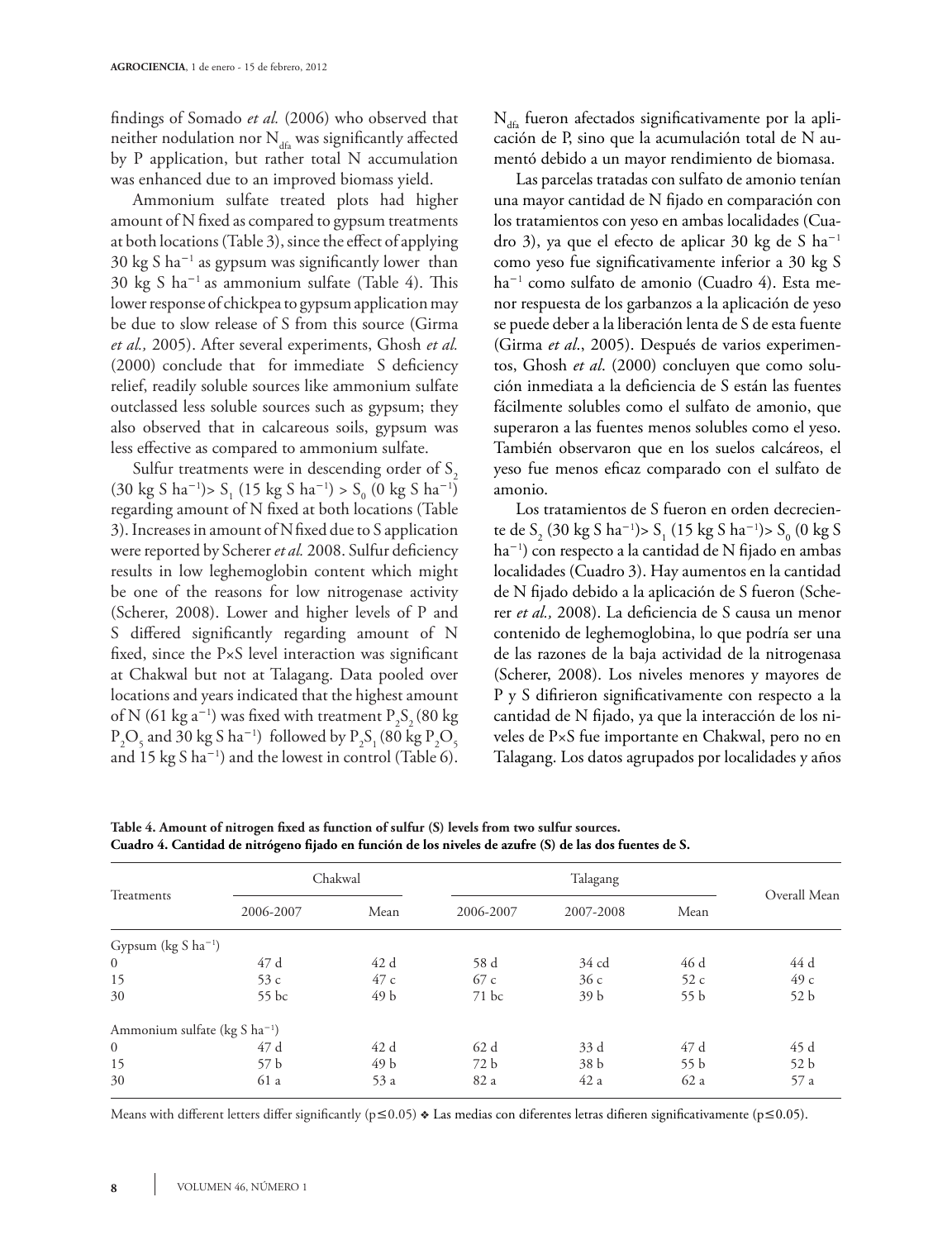findings of Somado *et al.* (2006) who observed that neither nodulation nor $N_{dfa}$ was significantly affected by P application, but rather total N accumulation was enhanced due to an improved biomass yield.

Ammonium sulfate treated plots had higher amount of N fixed as compared to gypsum treatments at both locations (Table 3), since the effect of applying 30 kg S $ha^{-1}$ as gypsum was significantly lower than 30 kg S $ha^{-1}$ as ammonium sulfate (Table 4). This lower response of chickpea to gypsum application may be due to slow release of S from this source (Girma *et al.,* 2005). After several experiments, Ghosh *et al.* (2000) conclude that for immediate S deficiency relief, readily soluble sources like ammonium sulfate outclassed less soluble sources such as gypsum; they also observed that in calcareous soils, gypsum was less effective as compared to ammonium sulfate.

Sulfur treatments were in descending order of $S_2$ (30 kg S $ha^{-1}$)> $S_1$ (15 kg S $ha^{-1}$) > $S_0$ (0 kg S $ha^{-1}$) regarding amount of N fixed at both locations (Table 3). Increases in amount of N fixed due to S application were reported by Scherer *et al.* 2008. Sulfur deficiency results in low leghemoglobin content which might be one of the reasons for low nitrogenase activity (Scherer, 2008). Lower and higher levels of P and S differed significantly regarding amount of N fixed, since the P×S level interaction was significant at Chakwal but not at Talagang. Data pooled over locations and years indicated that the highest amount of N (61 kg $a^{-1}$) was fixed with treatment $P_2S_2$ (80 kg $P_2O_5$ and 30 kg S $ha^{-1}$) followed by $P_2S_1$ (80 kg $P_2O_5$ and 15 kg S $ha^{-1}$) and the lowest in control (Table 6).

$N_{dfa}$ fueron afectados significativamente por la aplicación de P, sino que la acumulación total de N aumentó debido a un mayor rendimiento de biomasa.

Las parcelas tratadas con sulfato de amonio tenían una mayor cantidad de N fijado en comparación con los tratamientos con yeso en ambas localidades (Cuadro 3), ya que el efecto de aplicar 30 kg de S $ha^{-1}$ como yeso fue significativamente inferior a 30 kg S $ha^{-1}$ como sulfato de amonio (Cuadro 4). Esta menor respuesta de los garbanzos a la aplicación de yeso se puede deber a la liberación lenta de S de esta fuente (Girma *et al*., 2005). Después de varios experimentos, Ghosh *et al*. (2000) concluyen que como solución inmediata a la deficiencia de S están las fuentes fácilmente solubles como el sulfato de amonio, que superaron a las fuentes menos solubles como el yeso. También observaron que en los suelos calcáreos, el yeso fue menos eficaz comparado con el sulfato de amonio.

Los tratamientos de S fueron en orden decreciente de $S_2$ (30 kg S $ha^{-1}$)> $S_1$ (15 kg S $ha^{-1}$)> $S_0$ (0 kg S $ha^{-1}$) con respecto a la cantidad de N fijado en ambas localidades (Cuadro 3). Hay aumentos en la cantidad de N fijado debido a la aplicación de S fueron (Scherer *et al.,* 2008). La deficiencia de S causa un menor contenido de leghemoglobina, lo que podría ser una de las razones de la baja actividad de la nitrogenasa (Scherer, 2008). Los niveles menores y mayores de P y S difirieron significativamente con respecto a la cantidad de N fijado, ya que la interacción de los niveles de P×S fue importante en Chakwal, pero no en Talagang. Los datos agrupados por localidades y años

**Table 4. Amount of nitrogen fixed as function of sulfur (S) levels from two sulfur sources.**
**Cuadro 4. Cantidad de nitrógeno fijado en función de los niveles de azufre (S) de las dos fuentes de S.**

| Treatments | Chakwal | | Talagang | | | Overall Mean |
|---|---|---|---|---|---|---|
| | 2006-2007 | Mean | 2006-2007 | 2007-2008 | Mean | |
| Gypsum (kg S $ha^{-1}$) | | | | | | |
| 0 | 47 d | 42 d | 58 d | 34 cd | 46 d | 44 d |
| 15 | 53 c | 47 c | 67 c | 36 c | 52 c | 49 c |
| 30 | 55 bc | 49 b | 71 bc | 39 b | 55 b | 52 b |
| Ammonium sulfate (kg S $ha^{-1}$) | | | | | | |
| 0 | 47 d | 42 d | 62 d | 33 d | 47 d | 45 d |
| 15 | 57 b | 49 b | 72 b | 38 b | 55 b | 52 b |
| 30 | 61 a | 53 a | 82 a | 42 a | 62 a | 57 a |

Means with different letters differ significantly ($p \leq 0.05$) ❖ Las medias con diferentes letras difieren significativamente ($p \leq 0.05$).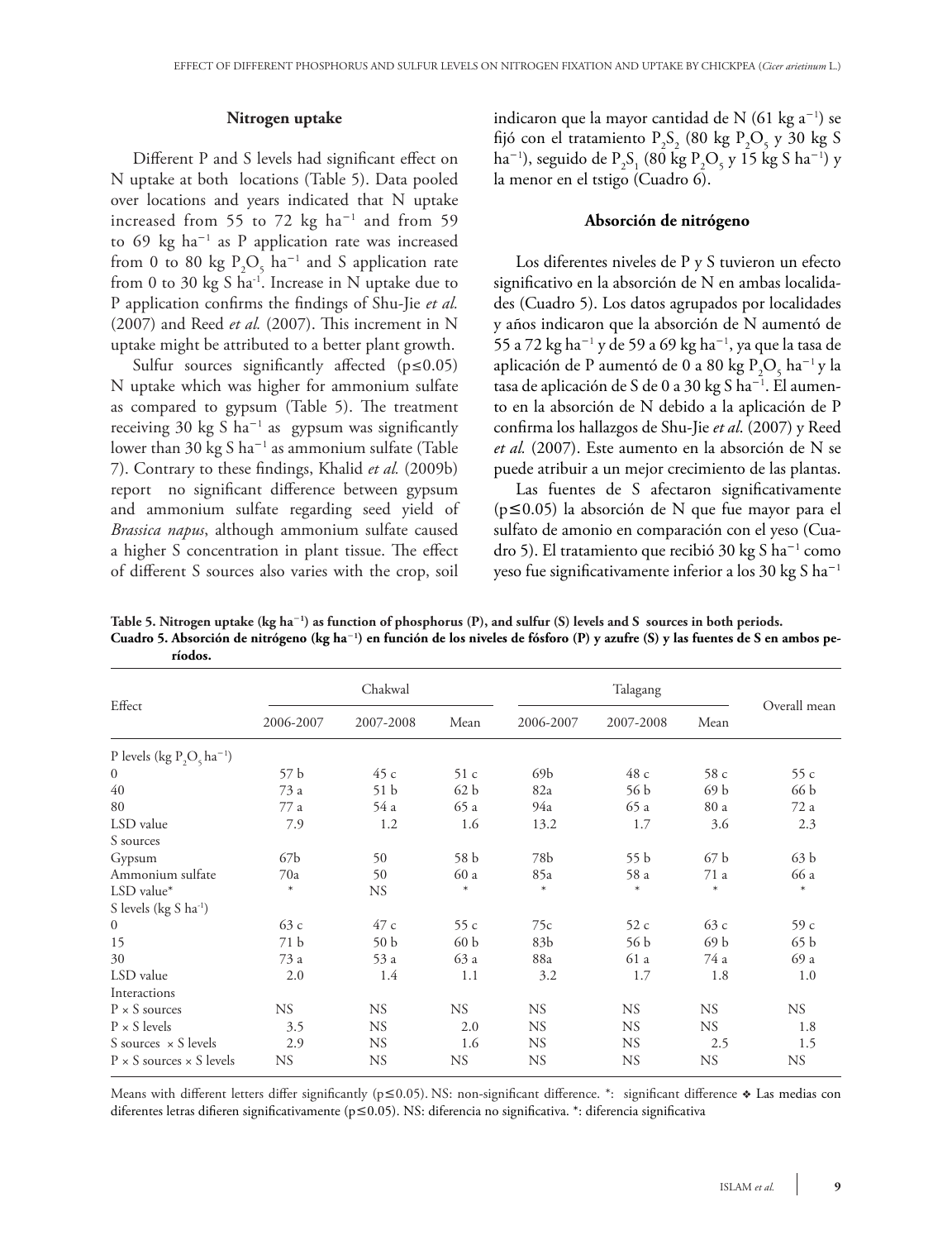### Nitrogen uptake

Different P and S levels had significant effect on N uptake at both locations (Table 5). Data pooled over locations and years indicated that N uptake increased from 55 to 72 kg ha$^{-1}$ and from 59 to 69 kg ha$^{-1}$ as P application rate was increased from 0 to 80 kg $P_2O_5$ ha$^{-1}$ and S application rate from 0 to 30 kg S ha$^{-1}$. Increase in N uptake due to P application confirms the findings of Shu-Jie *et al.* (2007) and Reed *et al.* (2007). This increment in N uptake might be attributed to a better plant growth.

Sulfur sources significantly affected ($p \leq 0.05$) N uptake which was higher for ammonium sulfate as compared to gypsum (Table 5). The treatment receiving 30 kg S ha$^{-1}$ as gypsum was significantly lower than 30 kg S ha$^{-1}$ as ammonium sulfate (Table 7). Contrary to these findings, Khalid *et al.* (2009b) report no significant difference between gypsum and ammonium sulfate regarding seed yield of *Brassica napus*, although ammonium sulfate caused a higher S concentration in plant tissue. The effect of different S sources also varies with the crop, soil

indicaron que la mayor cantidad de N (61 kg a$^{-1}$) se fijó con el tratamiento $P_2S_2$ (80 kg $P_2O_5$ y 30 kg S ha$^{-1}$), seguido de $P_2S_1$ (80 kg $P_2O_5$ y 15 kg S ha$^{-1}$) y la menor en el tstigo (Cuadro 6).

### Absorción de nitrógeno

Los diferentes niveles de P y S tuvieron un efecto significativo en la absorción de N en ambas localidades (Cuadro 5). Los datos agrupados por localidades y años indicaron que la absorción de N aumentó de 55 a 72 kg ha$^{-1}$ y de 59 a 69 kg ha$^{-1}$, ya que la tasa de aplicación de P aumentó de 0 a 80 kg $P_2O_5$ ha$^{-1}$ y la tasa de aplicación de S de 0 a 30 kg S ha$^{-1}$. El aumento en la absorción de N debido a la aplicación de P confirma los hallazgos de Shu-Jie *et al.* (2007) y Reed *et al.* (2007). Este aumento en la absorción de N se puede atribuir a un mejor crecimiento de las plantas.

Las fuentes de S afectaron significativamente ($p \leq 0.05$) la absorción de N que fue mayor para el sulfato de amonio en comparación con el yeso (Cuadro 5). El tratamiento que recibió 30 kg S ha$^{-1}$ como yeso fue significativamente inferior a los 30 kg S ha$^{-1}$

**Table 5. Nitrogen uptake (kg ha$^{-1}$) as function of phosphorus (P), and sulfur (S) levels and S sources in both periods.**
**Cuadro 5. Absorción de nitrógeno (kg ha$^{-1}$) en función de los niveles de fósforo (P) y azufre (S) y las fuentes de S en ambos períodos.**

| Effect | Chakwal | | | Talagang | | | Overall mean |
|---|---|---|---|---|---|---|---|
| | 2006-2007 | 2007-2008 | Mean | 2006-2007 | 2007-2008 | Mean | |
| P levels (kg $P_2O_5$ ha$^{-1}$) | | | | | | | |
| 0 | 57 b | 45 c | 51 c | 69b | 48 c | 58 c | 55 c |
| 40 | 73 a | 51 b | 62 b | 82a | 56 b | 69 b | 66 b |
| 80 | 77 a | 54 a | 65 a | 94a | 65 a | 80 a | 72 a |
| LSD value | 7.9 | 1.2 | 1.6 | 13.2 | 1.7 | 3.6 | 2.3 |
| S sources | | | | | | | |
| Gypsum | 67b | 50 | 58 b | 78b | 55 b | 67 b | 63 b |
| Ammonium sulfate | 70a | 50 | 60 a | 85a | 58 a | 71 a | 66 a |
| LSD value* | * | NS | * | * | * | * | * |
| S levels (kg S ha$^{-1}$) | | | | | | | |
| 0 | 63 c | 47 c | 55 c | 75c | 52 c | 63 c | 59 c |
| 15 | 71 b | 50 b | 60 b | 83b | 56 b | 69 b | 65 b |
| 30 | 73 a | 53 a | 63 a | 88a | 61 a | 74 a | 69 a |
| LSD value | 2.0 | 1.4 | 1.1 | 3.2 | 1.7 | 1.8 | 1.0 |
| Interactions | | | | | | | |
| P × S sources | NS | NS | NS | NS | NS | NS | NS |
| P × S levels | 3.5 | NS | 2.0 | NS | NS | NS | 1.8 |
| S sources × S levels | 2.9 | NS | 1.6 | NS | NS | 2.5 | 1.5 |
| P × S sources × S levels | NS | NS | NS | NS | NS | NS | NS |

Means with different letters differ significantly ($p \leq 0.05$). NS: non-significant difference. *: significant difference ❖ Las medias con diferentes letras difieren significativamente ($p \leq 0.05$). NS: diferencia no significativa. *: diferencia significativa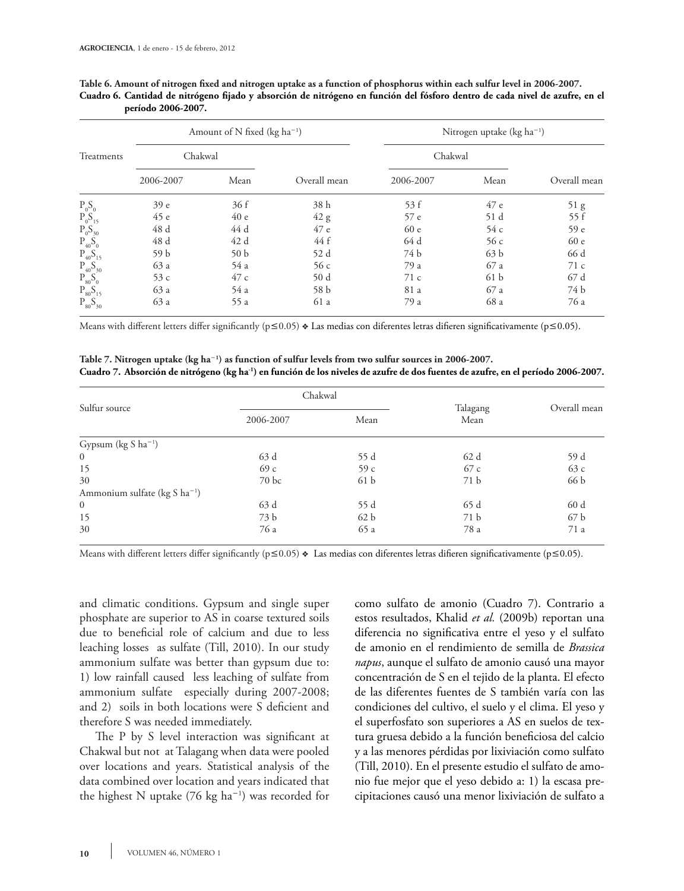**Table 6. Amount of nitrogen fixed and nitrogen uptake as a function of phosphorus within each sulfur level in 2006-2007.**
**Cuadro 6. Cantidad de nitrógeno fijado y absorción de nitrógeno en función del fósforo dentro de cada nivel de azufre, en el período 2006-2007.**

| Treatments | Amount of N fixed (kg ha⁻¹) | | | Nitrogen uptake (kg ha⁻¹) | | |
|---|---|---|---|---|---|---|
| | Chakwal | | | Chakwal | | |
| | 2006-2007 | Mean | Overall mean | 2006-2007 | Mean | Overall mean |
| $P_0S_0$ | 39 e | 36 f | 38 h | 53 f | 47 e | 51 g |
| $P_0S_{15}$ | 45 e | 40 e | 42 g | 57 e | 51 d | 55 f |
| $P_0S_{30}$ | 48 d | 44 d | 47 e | 60 e | 54 c | 59 e |
| $P_{40}S_0$ | 48 d | 42 d | 44 f | 64 d | 56 c | 60 e |
| $P_{40}S_{15}$ | 59 b | 50 b | 52 d | 74 b | 63 b | 66 d |
| $P_{40}S_{30}$ | 63 a | 54 a | 56 c | 79 a | 67 a | 71 c |
| $P_{80}S_0$ | 53 c | 47 c | 50 d | 71 c | 61 b | 67 d |
| $P_{80}S_{15}$ | 63 a | 54 a | 58 b | 81 a | 67 a | 74 b |
| $P_{80}S_{30}$ | 63 a | 55 a | 61 a | 79 a | 68 a | 76 a |

Means with different letters differ significantly ($p \leq 0.05$) ❖ Las medias con diferentes letras difieren significativamente ($p \leq 0.05$).

**Table 7. Nitrogen uptake (kg ha⁻¹) as function of sulfur levels from two sulfur sources in 2006-2007.**
**Cuadro 7. Absorción de nitrógeno (kg ha⁻¹) en función de los niveles de azufre de dos fuentes de azufre, en el período 2006-2007.**

| Sulfur source | Chakwal | | Talagang | Overall mean |
|---|---|---|---|---|
| | 2006-2007 | Mean | Mean | |
| Gypsum (kg S ha⁻¹) | | | | |
| 0 | 63 d | 55 d | 62 d | 59 d |
| 15 | 69 c | 59 c | 67 c | 63 c |
| 30 | 70 bc | 61 b | 71 b | 66 b |
| Ammonium sulfate (kg S ha⁻¹) | | | | |
| 0 | 63 d | 55 d | 65 d | 60 d |
| 15 | 73 b | 62 b | 71 b | 67 b |
| 30 | 76 a | 65 a | 78 a | 71 a |

Means with different letters differ significantly ($p \leq 0.05$) ❖ Las medias con diferentes letras difieren significativamente ($p \leq 0.05$).

and climatic conditions. Gypsum and single super phosphate are superior to AS in coarse textured soils due to beneficial role of calcium and due to less leaching losses as sulfate (Till, 2010). In our study ammonium sulfate was better than gypsum due to: 1) low rainfall caused less leaching of sulfate from ammonium sulfate especially during 2007-2008; and 2) soils in both locations were S deficient and therefore S was needed immediately.

The P by S level interaction was significant at Chakwal but not at Talagang when data were pooled over locations and years. Statistical analysis of the data combined over location and years indicated that the highest N uptake (76 kg ha⁻¹) was recorded for

como sulfato de amonio (Cuadro 7). Contrario a estos resultados, Khalid *et al.* (2009b) reportan una diferencia no significativa entre el yeso y el sulfato de amonio en el rendimiento de semilla de *Brassica napus*, aunque el sulfato de amonio causó una mayor concentración de S en el tejido de la planta. El efecto de las diferentes fuentes de S también varía con las condiciones del cultivo, el suelo y el clima. El yeso y el superfosfato son superiores a AS en suelos de textura gruesa debido a la función beneficiosa del calcio y a las menores pérdidas por lixiviación como sulfato (Till, 2010). En el presente estudio el sulfato de amonio fue mejor que el yeso debido a: 1) la escasa precipitaciones causó una menor lixiviación de sulfato a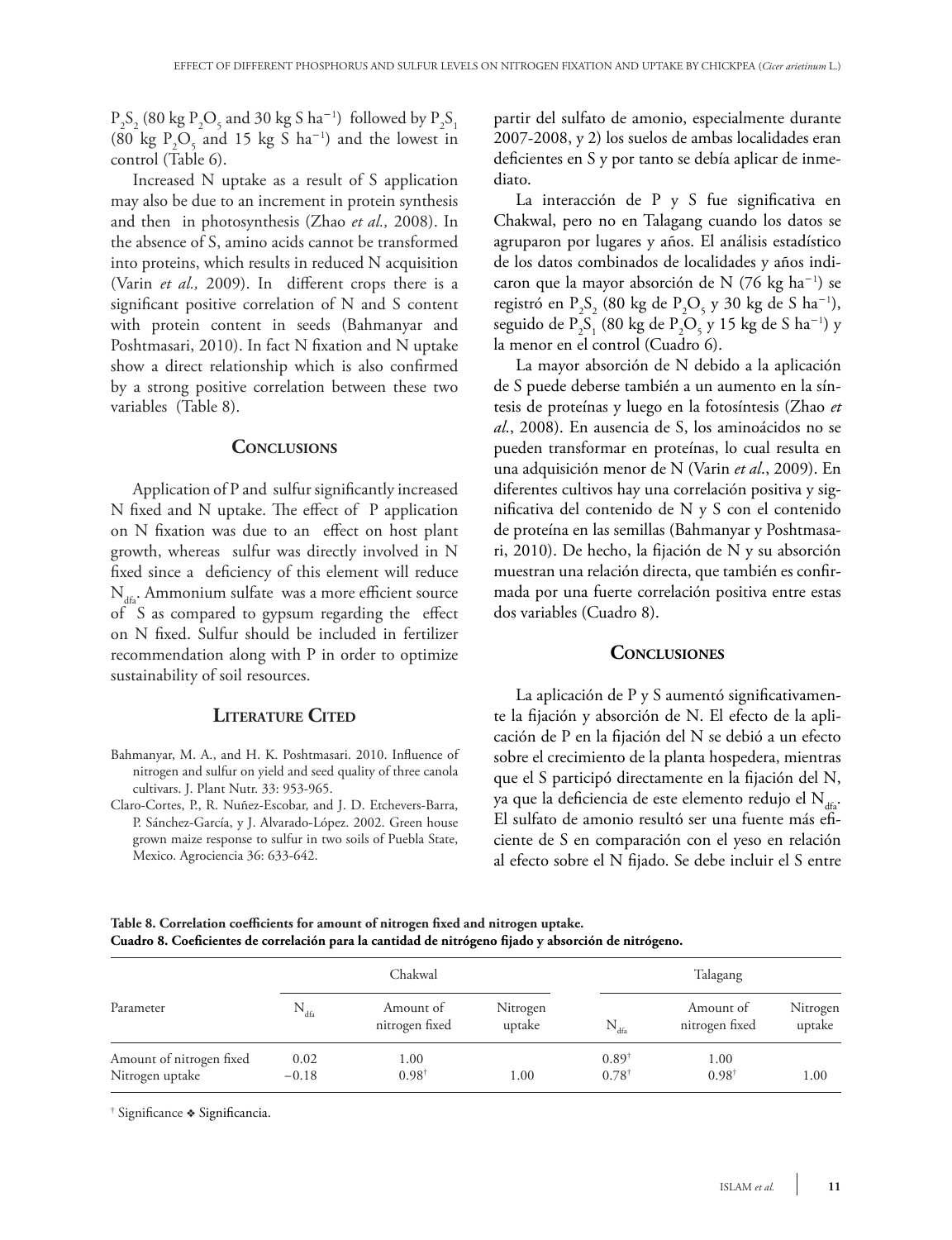$P_2S_2$ (80 kg $P_2O_5$ and 30 kg S $ha^{-1}$) followed by $P_2S_1$ (80 kg $P_2O_5$ and 15 kg S $ha^{-1}$) and the lowest in control (Table 6).

Increased N uptake as a result of S application may also be due to an increment in protein synthesis and then in photosynthesis (Zhao *et al.,* 2008). In the absence of S, amino acids cannot be transformed into proteins, which results in reduced N acquisition (Varin *et al.,* 2009). In different crops there is a significant positive correlation of N and S content with protein content in seeds (Bahmanyar and Poshtmasari, 2010). In fact N fixation and N uptake show a direct relationship which is also confirmed by a strong positive correlation between these two variables (Table 8).

## Conclusions

Application of P and sulfur significantly increased N fixed and N uptake. The effect of P application on N fixation was due to an effect on host plant growth, whereas sulfur was directly involved in N fixed since a deficiency of this element will reduce $N_{dfa}$. Ammonium sulfate was a more efficient source of S as compared to gypsum regarding the effect on N fixed. Sulfur should be included in fertilizer recommendation along with P in order to optimize sustainability of soil resources.

## Literature Cited

Bahmanyar, M. A., and H. K. Poshtmasari. 2010. Influence of nitrogen and sulfur on yield and seed quality of three canola cultivars. J. Plant Nutr. 33: 953-965.

Claro-Cortes, P., R. Nuñez-Escobar, and J. D. Etchevers-Barra, P. Sánchez-García, y J. Alvarado-López. 2002. Green house grown maize response to sulfur in two soils of Puebla State, Mexico. Agrociencia 36: 633-642.

partir del sulfato de amonio, especialmente durante 2007-2008, y 2) los suelos de ambas localidades eran deficientes en S y por tanto se debía aplicar de inmediato.

La interacción de P y S fue significativa en Chakwal, pero no en Talagang cuando los datos se agruparon por lugares y años. El análisis estadístico de los datos combinados de localidades y años indicaron que la mayor absorción de N (76 kg $ha^{-1}$) se registró en $P_2S_2$ (80 kg de $P_2O_5$ y 30 kg de S $ha^{-1}$), seguido de $P_2S_1$ (80 kg de $P_2O_5$ y 15 kg de S $ha^{-1}$) y la menor en el control (Cuadro 6).

La mayor absorción de N debido a la aplicación de S puede deberse también a un aumento en la síntesis de proteínas y luego en la fotosíntesis (Zhao *et al*., 2008). En ausencia de S, los aminoácidos no se pueden transformar en proteínas, lo cual resulta en una adquisición menor de N (Varin *et al*., 2009). En diferentes cultivos hay una correlación positiva y significativa del contenido de N y S con el contenido de proteína en las semillas (Bahmanyar y Poshtmasari, 2010). De hecho, la fijación de N y su absorción muestran una relación directa, que también es confirmada por una fuerte correlación positiva entre estas dos variables (Cuadro 8).

## Conclusiones

La aplicación de P y S aumentó significativamente la fijación y absorción de N. El efecto de la aplicación de P en la fijación del N se debió a un efecto sobre el crecimiento de la planta hospedera, mientras que el S participó directamente en la fijación del N, ya que la deficiencia de este elemento redujo el $N_{dfa}$. El sulfato de amonio resultó ser una fuente más eficiente de S en comparación con el yeso en relación al efecto sobre el N fijado. Se debe incluir el S entre

**Table 8. Correlation coefficients for amount of nitrogen fixed and nitrogen uptake.**
**Cuadro 8. Coeficientes de correlación para la cantidad de nitrógeno fijado y absorción de nitrógeno.**

| Parameter | Chakwal | | | Talagang | | |
|---|---|---|---|---|---|---|
| | $N_{dfa}$ | Amount of nitrogen fixed | Nitrogen uptake | $N_{dfa}$ | Amount of nitrogen fixed | Nitrogen uptake |
| Amount of nitrogen fixed | 0.02 | 1.00 | | 0.89[†] | 1.00 | |
| Nitrogen uptake | −0.18 | 0.98[†] | 1.00 | 0.78[†] | 0.98[†] | 1.00 |

[†] Significance ❖ Significancia.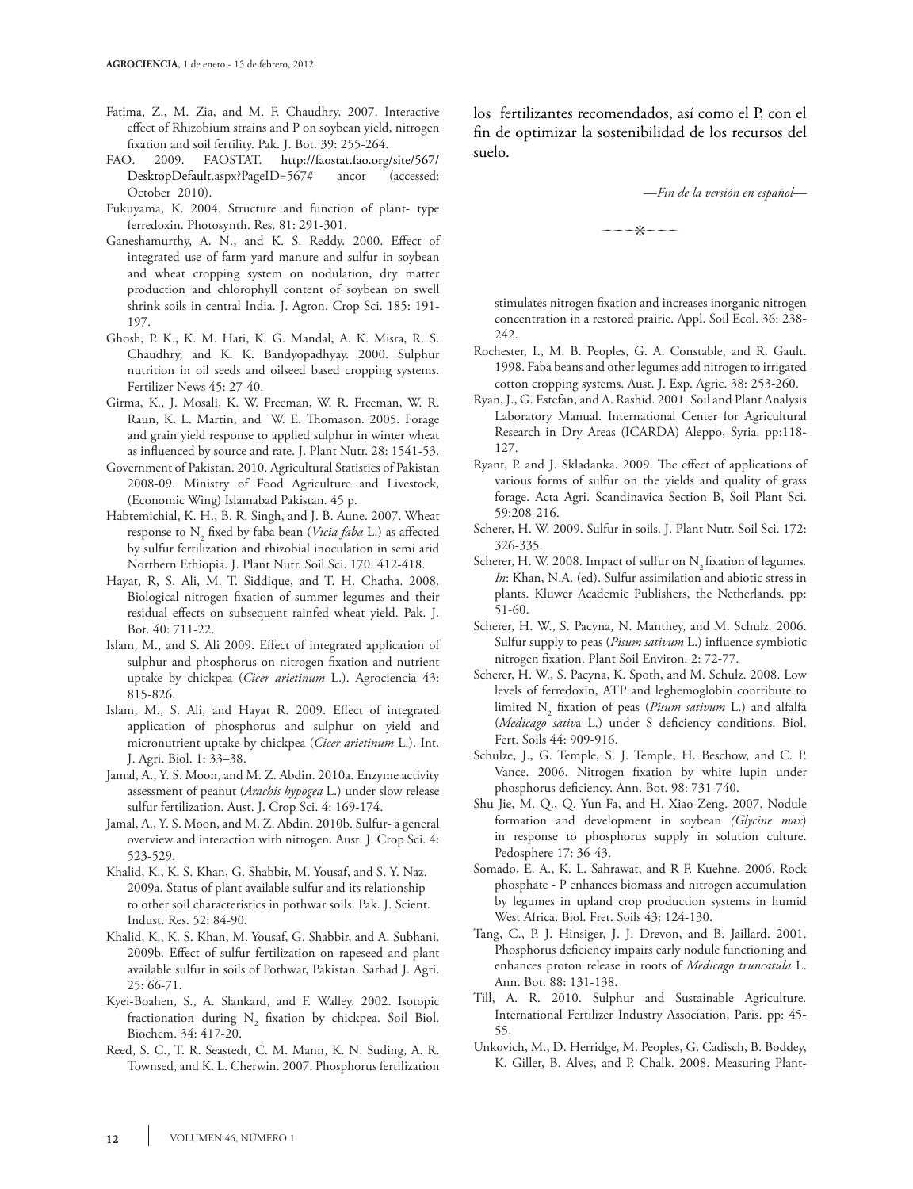Fatima, Z., M. Zia, and M. F. Chaudhry. 2007. Interactive effect of Rhizobium strains and P on soybean yield, nitrogen fixation and soil fertility. Pak. J. Bot. 39: 255-264.

FAO. 2009. FAOSTAT. http://faostat.fao.org/site/567/DesktopDefault.aspx?PageID=567# ancor (accessed: October 2010).

Fukuyama, K. 2004. Structure and function of plant- type ferredoxin. Photosynth. Res. 81: 291-301.

Ganeshamurthy, A. N., and K. S. Reddy. 2000. Effect of integrated use of farm yard manure and sulfur in soybean and wheat cropping system on nodulation, dry matter production and chlorophyll content of soybean on swell shrink soils in central India. J. Agron. Crop Sci. 185: 191-197.

Ghosh, P. K., K. M. Hati, K. G. Mandal, A. K. Misra, R. S. Chaudhry, and K. K. Bandyopadhyay. 2000. Sulphur nutrition in oil seeds and oilseed based cropping systems. Fertilizer News 45: 27-40.

Girma, K., J. Mosali, K. W. Freeman, W. R. Freeman, W. R. Raun, K. L. Martin, and W. E. Thomason. 2005. Forage and grain yield response to applied sulphur in winter wheat as influenced by source and rate. J. Plant Nutr. 28: 1541-53.

Government of Pakistan. 2010. Agricultural Statistics of Pakistan 2008-09. Ministry of Food Agriculture and Livestock, (Economic Wing) Islamabad Pakistan. 45 p.

Habtemichial, K. H., B. R. Singh, and J. B. Aune. 2007. Wheat response to $N_2$ fixed by faba bean (*Vicia faba* L.) as affected by sulfur fertilization and rhizobial inoculation in semi arid Northern Ethiopia. J. Plant Nutr. Soil Sci. 170: 412-418.

Hayat, R, S. Ali, M. T. Siddique, and T. H. Chatha. 2008. Biological nitrogen fixation of summer legumes and their residual effects on subsequent rainfed wheat yield. Pak. J. Bot. 40: 711-22.

Islam, M., and S. Ali 2009. Effect of integrated application of sulphur and phosphorus on nitrogen fixation and nutrient uptake by chickpea (*Cicer arietinum* L.). Agrociencia 43: 815-826.

Islam, M., S. Ali, and Hayat R. 2009. Effect of integrated application of phosphorus and sulphur on yield and micronutrient uptake by chickpea (*Cicer arietinum* L.). Int. J. Agri. Biol. 1: 33–38.

Jamal, A., Y. S. Moon, and M. Z. Abdin. 2010a. Enzyme activity assessment of peanut (*Arachis hypogea* L.) under slow release sulfur fertilization. Aust. J. Crop Sci. 4: 169-174.

Jamal, A., Y. S. Moon, and M. Z. Abdin. 2010b. Sulfur- a general overview and interaction with nitrogen. Aust. J. Crop Sci. 4: 523-529.

Khalid, K., K. S. Khan, G. Shabbir, M. Yousaf, and S. Y. Naz. 2009a. Status of plant available sulfur and its relationship to other soil characteristics in pothwar soils. Pak. J. Scient. Indust. Res. 52: 84-90.

Khalid, K., K. S. Khan, M. Yousaf, G. Shabbir, and A. Subhani. 2009b. Effect of sulfur fertilization on rapeseed and plant available sulfur in soils of Pothwar, Pakistan. Sarhad J. Agri. 25: 66-71.

Kyei-Boahen, S., A. Slankard, and F. Walley. 2002. Isotopic fractionation during $N_2$ fixation by chickpea. Soil Biol. Biochem. 34: 417-20.

Reed, S. C., T. R. Seastedt, C. M. Mann, K. N. Suding, A. R. Townsed, and K. L. Cherwin. 2007. Phosphorus fertilization stimulates nitrogen fixation and increases inorganic nitrogen concentration in a restored prairie. Appl. Soil Ecol. 36: 238-242.

los fertilizantes recomendados, así como el P, con el fin de optimizar la sostenibilidad de los recursos del suelo.

*—Fin de la versión en español—*

Rochester, I., M. B. Peoples, G. A. Constable, and R. Gault. 1998. Faba beans and other legumes add nitrogen to irrigated cotton cropping systems. Aust. J. Exp. Agric. 38: 253-260.

Ryan, J., G. Estefan, and A. Rashid. 2001. Soil and Plant Analysis Laboratory Manual. International Center for Agricultural Research in Dry Areas (ICARDA) Aleppo, Syria. pp:118-127.

Ryant, P. and J. Skladanka. 2009. The effect of applications of various forms of sulfur on the yields and quality of grass forage. Acta Agri. Scandinavica Section B, Soil Plant Sci. 59:208-216.

Scherer, H. W. 2009. Sulfur in soils. J. Plant Nutr. Soil Sci. 172: 326-335.

Scherer, H. W. 2008. Impact of sulfur on $N_2$ fixation of legumes. *In*: Khan, N.A. (ed). Sulfur assimilation and abiotic stress in plants. Kluwer Academic Publishers, the Netherlands. pp: 51-60.

Scherer, H. W., S. Pacyna, N. Manthey, and M. Schulz. 2006. Sulfur supply to peas (*Pisum sativum* L.) influence symbiotic nitrogen fixation. Plant Soil Environ. 2: 72-77.

Scherer, H. W., S. Pacyna, K. Spoth, and M. Schulz. 2008. Low levels of ferredoxin, ATP and leghemoglobin contribute to limited $N_2$ fixation of peas (*Pisum sativum* L.) and alfalfa (*Medicago sativa* L.) under S deficiency conditions. Biol. Fert. Soils 44: 909-916.

Schulze, J., G. Temple, S. J. Temple, H. Beschow, and C. P. Vance. 2006. Nitrogen fixation by white lupin under phosphorus deficiency. Ann. Bot. 98: 731-740.

Shu Jie, M. Q., Q. Yun-Fa, and H. Xiao-Zeng. 2007. Nodule formation and development in soybean *(Glycine max*) in response to phosphorus supply in solution culture. Pedosphere 17: 36-43.

Somado, E. A., K. L. Sahrawat, and R F. Kuehne. 2006. Rock phosphate - P enhances biomass and nitrogen accumulation by legumes in upland crop production systems in humid West Africa. Biol. Fret. Soils 43: 124-130.

Tang, C., P. J. Hinsiger, J. J. Drevon, and B. Jaillard. 2001. Phosphorus deficiency impairs early nodule functioning and enhances proton release in roots of *Medicago truncatula* L. Ann. Bot. 88: 131-138.

Till, A. R. 2010. Sulphur and Sustainable Agriculture. International Fertilizer Industry Association, Paris. pp: 45-55.

Unkovich, M., D. Herridge, M. Peoples, G. Cadisch, B. Boddey, K. Giller, B. Alves, and P. Chalk. 2008. Measuring Plant-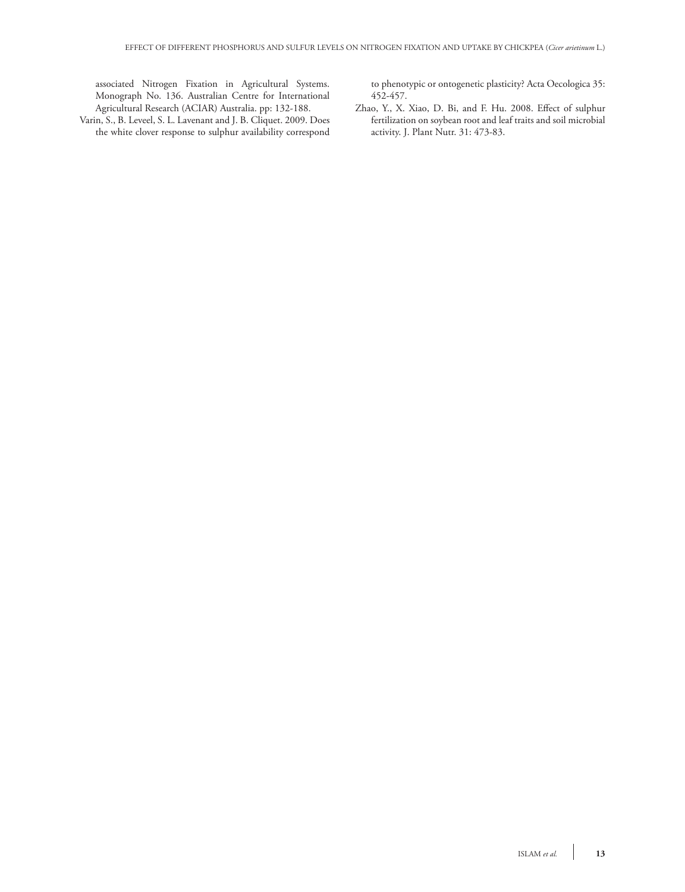associated Nitrogen Fixation in Agricultural Systems. Monograph No. 136. Australian Centre for International Agricultural Research (ACIAR) Australia. pp: 132-188.

Varin, S., B. Leveel, S. L. Lavenant and J. B. Cliquet. 2009. Does the white clover response to sulphur availability correspond to phenotypic or ontogenetic plasticity? Acta Oecologica 35: 452-457.

Zhao, Y., X. Xiao, D. Bi, and F. Hu. 2008. Effect of sulphur fertilization on soybean root and leaf traits and soil microbial activity. J. Plant Nutr. 31: 473-83.